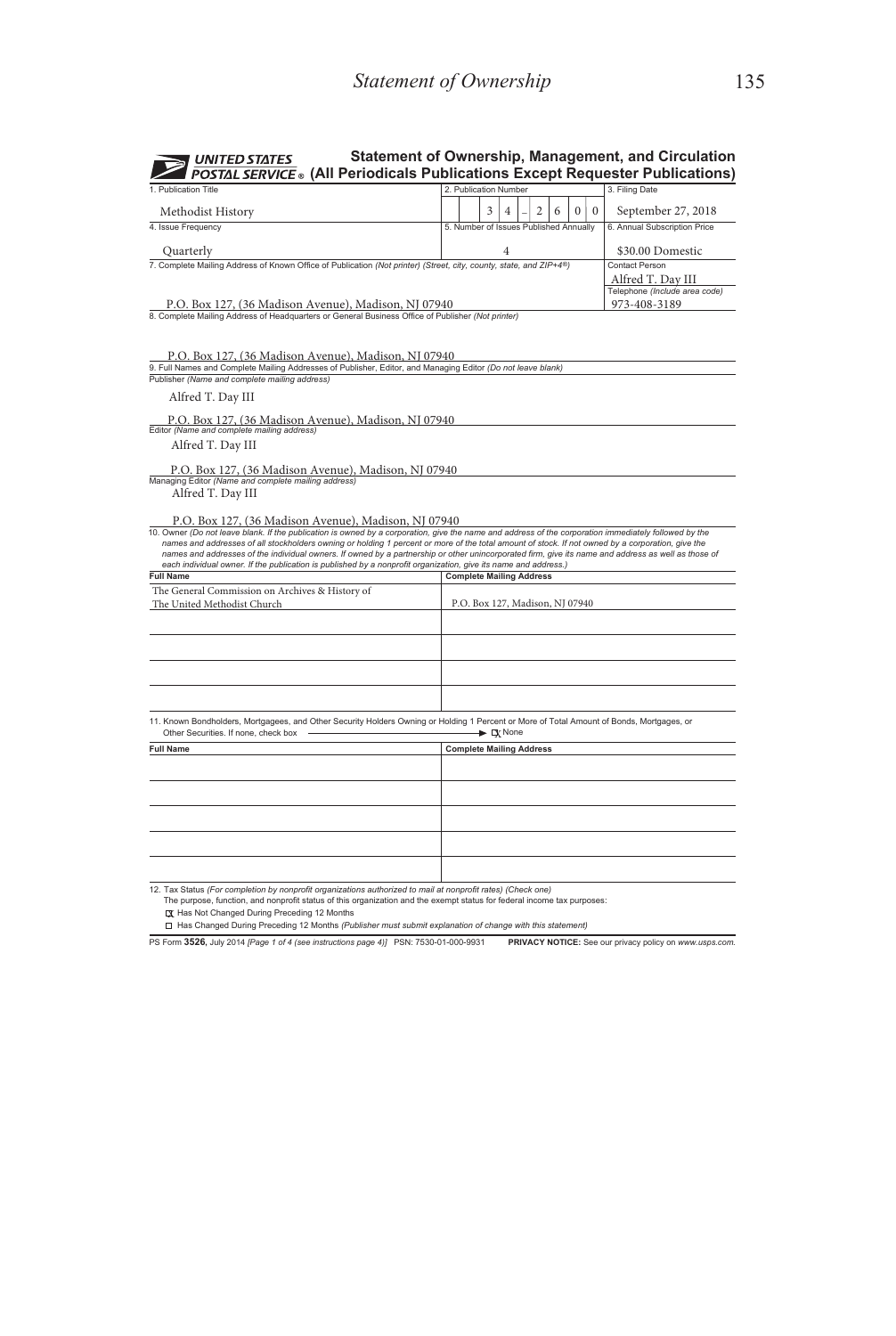# Statement of Ownership

**UNITED STATES POSTAL SERVICE®**

## Statement of Ownership, Management, and Circulation (All Periodicals Publications Except Requester Publications)

| 1. Publication Title | 2. Publication Number | 3. Filing Date |
|---|---|---|
| Methodist History | 3 4 – 2 6 0 0 | September 27, 2018 |
| **4. Issue Frequency** | **5. Number of Issues Published Annually** | **6. Annual Subscription Price** |
| Quarterly | 4 | $30.00 Domestic |

7. Complete Mailing Address of Known Office of Publication *(Not printer) (Street, city, county, state, and ZIP+4®)*

P.O. Box 127, (36 Madison Avenue), Madison, NJ 07940

Contact Person: Alfred T. Day III

Telephone *(Include area code)*: 973-408-3189

8. Complete Mailing Address of Headquarters or General Business Office of Publisher *(Not printer)*

P.O. Box 127, (36 Madison Avenue), Madison, NJ 07940

9. Full Names and Complete Mailing Addresses of Publisher, Editor, and Managing Editor *(Do not leave blank)*

Publisher *(Name and complete mailing address)*

Alfred T. Day III

P.O. Box 127, (36 Madison Avenue), Madison, NJ 07940

Editor *(Name and complete mailing address)*

Alfred T. Day III

P.O. Box 127, (36 Madison Avenue), Madison, NJ 07940

Managing Editor *(Name and complete mailing address)*

Alfred T. Day III

P.O. Box 127, (36 Madison Avenue), Madison, NJ 07940

10. Owner *(Do not leave blank. If the publication is owned by a corporation, give the name and address of the corporation immediately followed by the names and addresses of all stockholders owning or holding 1 percent or more of the total amount of stock. If not owned by a corporation, give the names and addresses of the individual owners. If owned by a partnership or other unincorporated firm, give its name and address as well as those of each individual owner. If the publication is published by a nonprofit organization, give its name and address.)*

| Full Name | Complete Mailing Address |
|---|---|
| The General Commission on Archives & History of The United Methodist Church | P.O. Box 127, Madison, NJ 07940 |
| | |
| | |
| | |
| | |

11. Known Bondholders, Mortgagees, and Other Security Holders Owning or Holding 1 Percent or More of Total Amount of Bonds, Mortgages, or Other Securities. If none, check box → ☒ None

| Full Name | Complete Mailing Address |
|---|---|
| | |
| | |
| | |
| | |
| | |

12. Tax Status *(For completion by nonprofit organizations authorized to mail at nonprofit rates) (Check one)*

The purpose, function, and nonprofit status of this organization and the exempt status for federal income tax purposes:

☒ Has Not Changed During Preceding 12 Months

☐ Has Changed During Preceding 12 Months *(Publisher must submit explanation of change with this statement)*

PS Form **3526**, July 2014 *[Page 1 of 4 (see instructions page 4)]* PSN: 7530-01-000-9931 **PRIVACY NOTICE:** See our privacy policy on *www.usps.com*.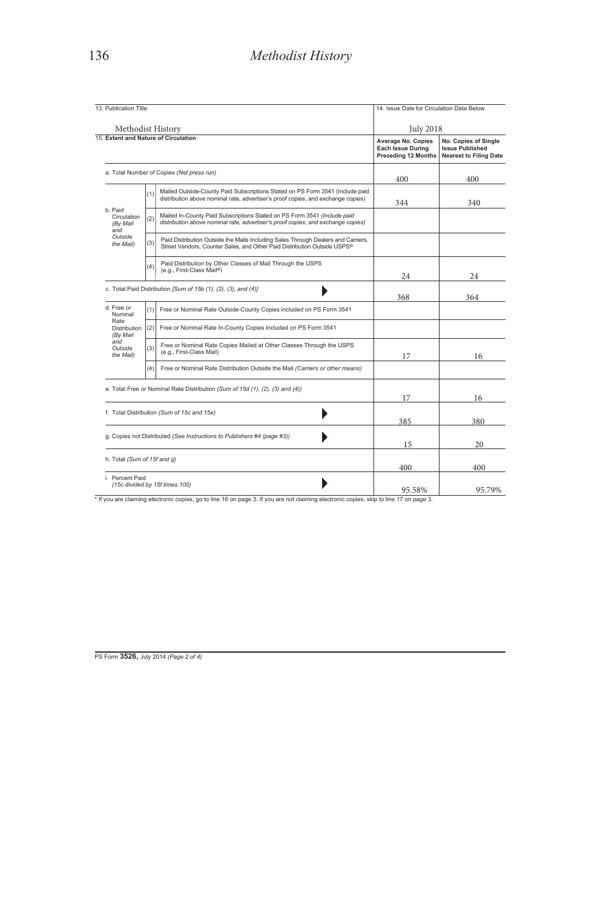| 13. Publication Title | | | 14. Issue Date for Circulation Data Below | |
|---|---|---|---|---|
| Methodist History | | | July 2018 | |
| **15. Extent and Nature of Circulation** | | | **Average No. Copies Each Issue During Preceding 12 Months** | **No. Copies of Single Issue Published Nearest to Filing Date** |
| a. Total Number of Copies *(Net press run)* | | | 400 | 400 |
| b. Paid Circulation *(By Mail and Outside the Mail)* | (1) | Mailed Outside-County Paid Subscriptions Stated on PS Form 3541 (Include paid distribution above nominal rate, advertiser's proof copies, and exchange copies) | 344 | 340 |
| | (2) | Mailed In-County Paid Subscriptions Stated on PS Form 3541 *(Include paid distribution above nominal rate, advertiser's proof copies, and exchange copies)* | | |
| | (3) | Paid Distribution Outside the Mails Including Sales Through Dealers and Carriers, Street Vendors, Counter Sales, and Other Paid Distribution Outside USPS® | | |
| | (4) | Paid Distribution by Other Classes of Mail Through the USPS (e.g., First-Class Mail®) | 24 | 24 |
| c. Total Paid Distribution *[Sum of 15b (1), (2), (3), and (4)]* | | | 368 | 364 |
| d. Free or Nominal Rate Distribution *(By Mail and Outside the Mail)* | (1) | Free or Nominal Rate Outside-County Copies included on PS Form 3541 | | |
| | (2) | Free or Nominal Rate In-County Copies Included on PS Form 3541 | | |
| | (3) | Free or Nominal Rate Copies Mailed at Other Classes Through the USPS (e.g., First-Class Mail) | 17 | 16 |
| | (4) | Free or Nominal Rate Distribution Outside the Mail *(Carriers or other means)* | | |
| e. Total Free or Nominal Rate Distribution *(Sum of 15d (1), (2), (3) and (4))* | | | 17 | 16 |
| f. Total Distribution *(Sum of 15c and 15e)* | | | 385 | 380 |
| g. Copies not Distributed *(See Instructions to Publishers #4 (page #3))* | | | 15 | 20 |
| h. Total *(Sum of 15f and g)* | | | 400 | 400 |
| i. Percent Paid *(15c divided by 15f times 100)* | | | 95.58% | 95.79% |

* If you are claiming electronic copies, go to line 16 on page 3. If you are not claiming electronic copies, skip to line 17 on page 3.

PS Form **3526,** July 2014 *(Page 2 of 4)*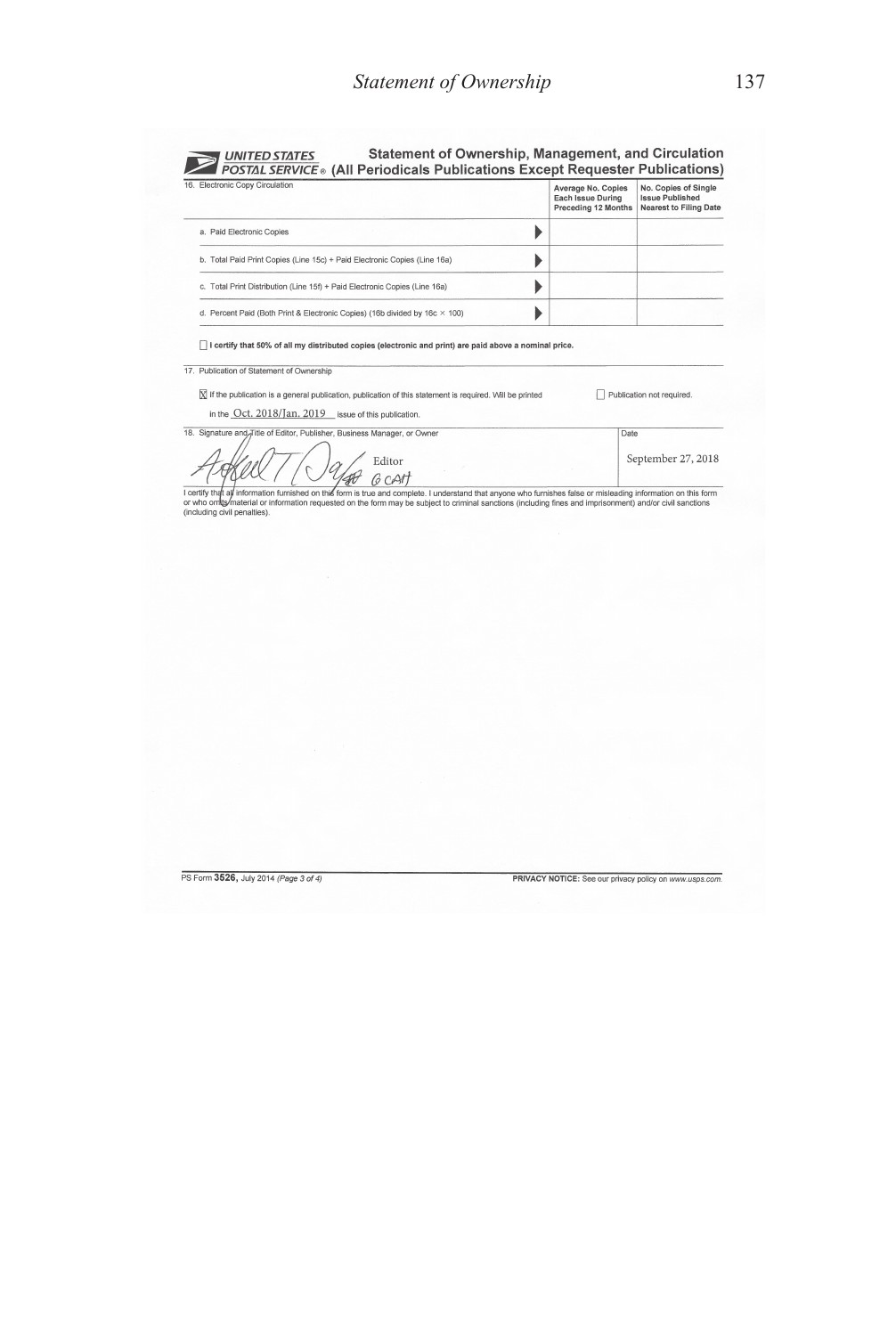**UNITED STATES POSTAL SERVICE®**

## Statement of Ownership, Management, and Circulation (All Periodicals Publications Except Requester Publications)

| 16. Electronic Copy Circulation | | Average No. Copies Each Issue During Preceding 12 Months | No. Copies of Single Issue Published Nearest to Filing Date |
|---|---|---|---|
| a. Paid Electronic Copies | ▶ | | |
| b. Total Paid Print Copies (Line 15c) + Paid Electronic Copies (Line 16a) | ▶ | | |
| c. Total Print Distribution (Line 15f) + Paid Electronic Copies (Line 16a) | ▶ | | |
| d. Percent Paid (Both Print & Electronic Copies) (16b divided by 16c × 100) | ▶ | | |

☐ **I certify that 50% of all my distributed copies (electronic and print) are paid above a nominal price.**

17. Publication of Statement of Ownership

☒ If the publication is a general publication, publication of this statement is required. Will be printed in the Oct. 2018/Jan. 2019 issue of this publication.

☐ Publication not required.

| 18. Signature and Title of Editor, Publisher, Business Manager, or Owner | Date |
|---|---|
| Editor | September 27, 2018 |

I certify that all information furnished on this form is true and complete. I understand that anyone who furnishes false or misleading information on this form or who omits material or information requested on the form may be subject to criminal sanctions (including fines and imprisonment) and/or civil sanctions (including civil penalties).

PS Form **3526**, July 2014 *(Page 3 of 4)* **PRIVACY NOTICE:** See our privacy policy on *www.usps.com*.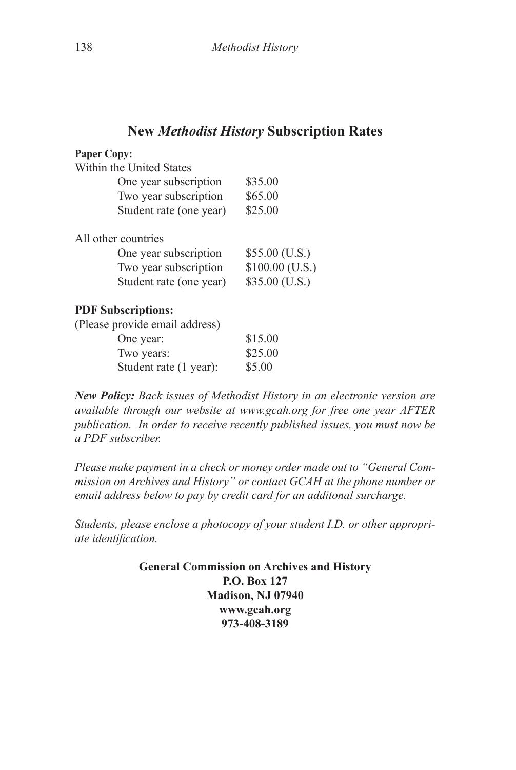## New *Methodist History* Subscription Rates

**Paper Copy:**

Within the United States

| | |
|---|---|
| One year subscription | $35.00 |
| Two year subscription | $65.00 |
| Student rate (one year) | $25.00 |

All other countries

| | |
|---|---|
| One year subscription | $55.00 (U.S.) |
| Two year subscription | $100.00 (U.S.) |
| Student rate (one year) | $35.00 (U.S.) |

**PDF Subscriptions:**

(Please provide email address)

| | |
|---|---|
| One year: | $15.00 |
| Two years: | $25.00 |
| Student rate (1 year): | $5.00 |

***New Policy:*** *Back issues of Methodist History in an electronic version are available through our website at www.gcah.org for free one year AFTER publication. In order to receive recently published issues, you must now be a PDF subscriber.*

*Please make payment in a check or money order made out to "General Commission on Archives and History" or contact GCAH at the phone number or email address below to pay by credit card for an additonal surcharge.*

*Students, please enclose a photocopy of your student I.D. or other appropriate identification.*

**General Commission on Archives and History**
**P.O. Box 127**
**Madison, NJ 07940**
**www.gcah.org**
**973-408-3189**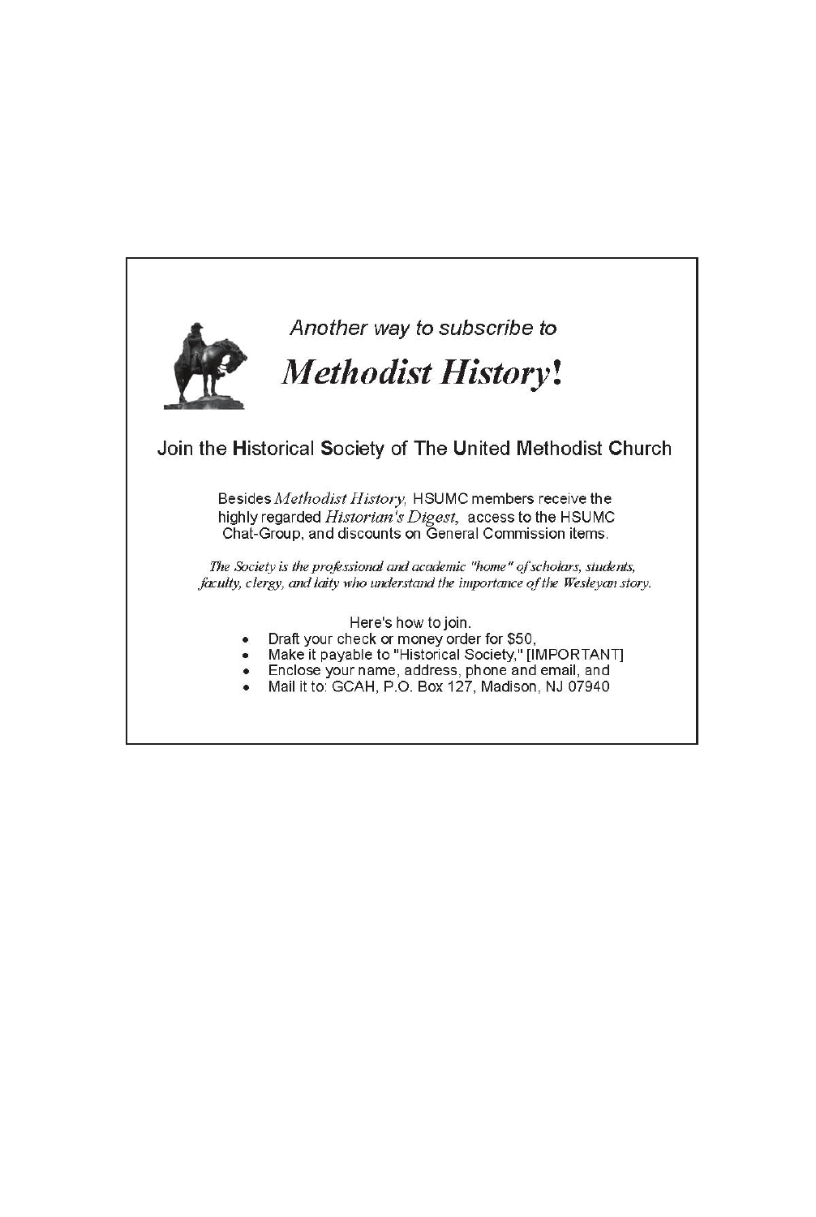*Another way to subscribe to*

# *Methodist History!*

Join the **H**istorical **S**ociety of The **U**nited **M**ethodist **C**hurch

Besides *Methodist History,* HSUMC members receive the highly regarded *Historian's Digest,* access to the HSUMC Chat-Group, and discounts on General Commission items.

*The Society is the professional and academic "home" of scholars, students, faculty, clergy, and laity who understand the importance of the Wesleyan story.*

Here's how to join.

- Draft your check or money order for $50,
- Make it payable to "Historical Society," [IMPORTANT]
- Enclose your name, address, phone and email, and
- Mail it to: GCAH, P.O. Box 127, Madison, NJ 07940